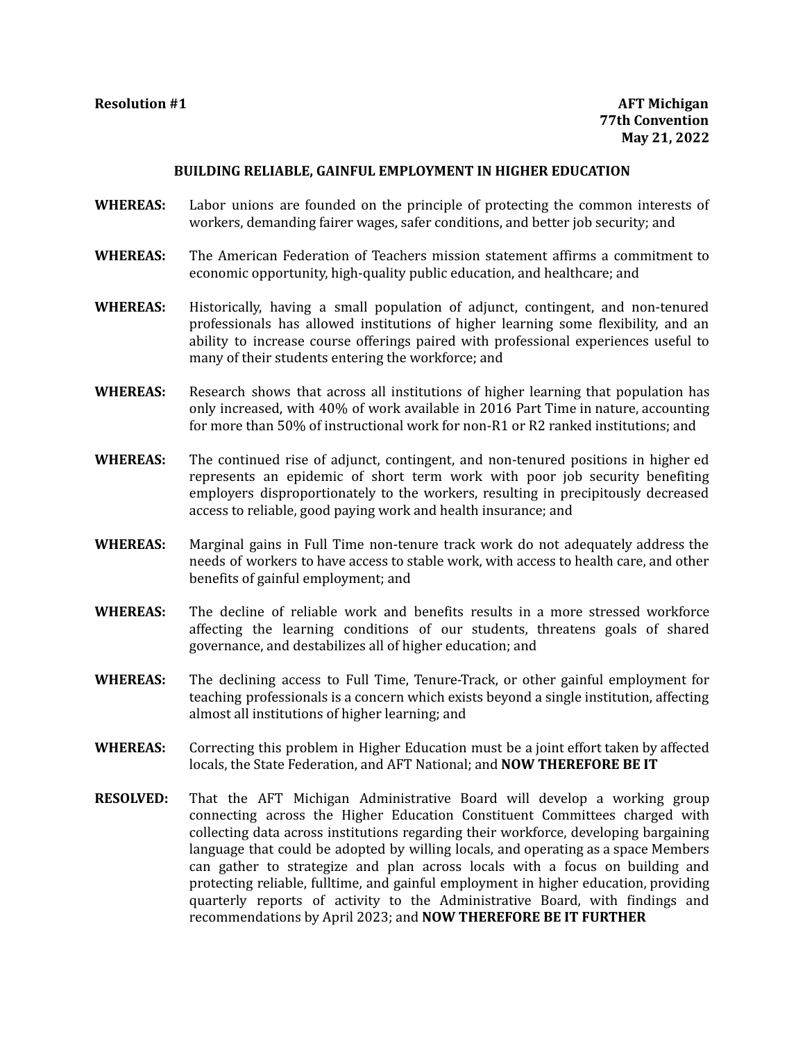**Resolution #1**

**AFT Michigan**
**77th Convention**
**May 21, 2022**

## BUILDING RELIABLE, GAINFUL EMPLOYMENT IN HIGHER EDUCATION

**WHEREAS:** Labor unions are founded on the principle of protecting the common interests of workers, demanding fairer wages, safer conditions, and better job security; and

**WHEREAS:** The American Federation of Teachers mission statement affirms a commitment to economic opportunity, high-quality public education, and healthcare; and

**WHEREAS:** Historically, having a small population of adjunct, contingent, and non-tenured professionals has allowed institutions of higher learning some flexibility, and an ability to increase course offerings paired with professional experiences useful to many of their students entering the workforce; and

**WHEREAS:** Research shows that across all institutions of higher learning that population has only increased, with 40% of work available in 2016 Part Time in nature, accounting for more than 50% of instructional work for non-R1 or R2 ranked institutions; and

**WHEREAS:** The continued rise of adjunct, contingent, and non-tenured positions in higher ed represents an epidemic of short term work with poor job security benefiting employers disproportionately to the workers, resulting in precipitously decreased access to reliable, good paying work and health insurance; and

**WHEREAS:** Marginal gains in Full Time non-tenure track work do not adequately address the needs of workers to have access to stable work, with access to health care, and other benefits of gainful employment; and

**WHEREAS:** The decline of reliable work and benefits results in a more stressed workforce affecting the learning conditions of our students, threatens goals of shared governance, and destabilizes all of higher education; and

**WHEREAS:** The declining access to Full Time, Tenure-Track, or other gainful employment for teaching professionals is a concern which exists beyond a single institution, affecting almost all institutions of higher learning; and

**WHEREAS:** Correcting this problem in Higher Education must be a joint effort taken by affected locals, the State Federation, and AFT National; and **NOW THEREFORE BE IT**

**RESOLVED:** That the AFT Michigan Administrative Board will develop a working group connecting across the Higher Education Constituent Committees charged with collecting data across institutions regarding their workforce, developing bargaining language that could be adopted by willing locals, and operating as a space Members can gather to strategize and plan across locals with a focus on building and protecting reliable, fulltime, and gainful employment in higher education, providing quarterly reports of activity to the Administrative Board, with findings and recommendations by April 2023; and **NOW THEREFORE BE IT FURTHER**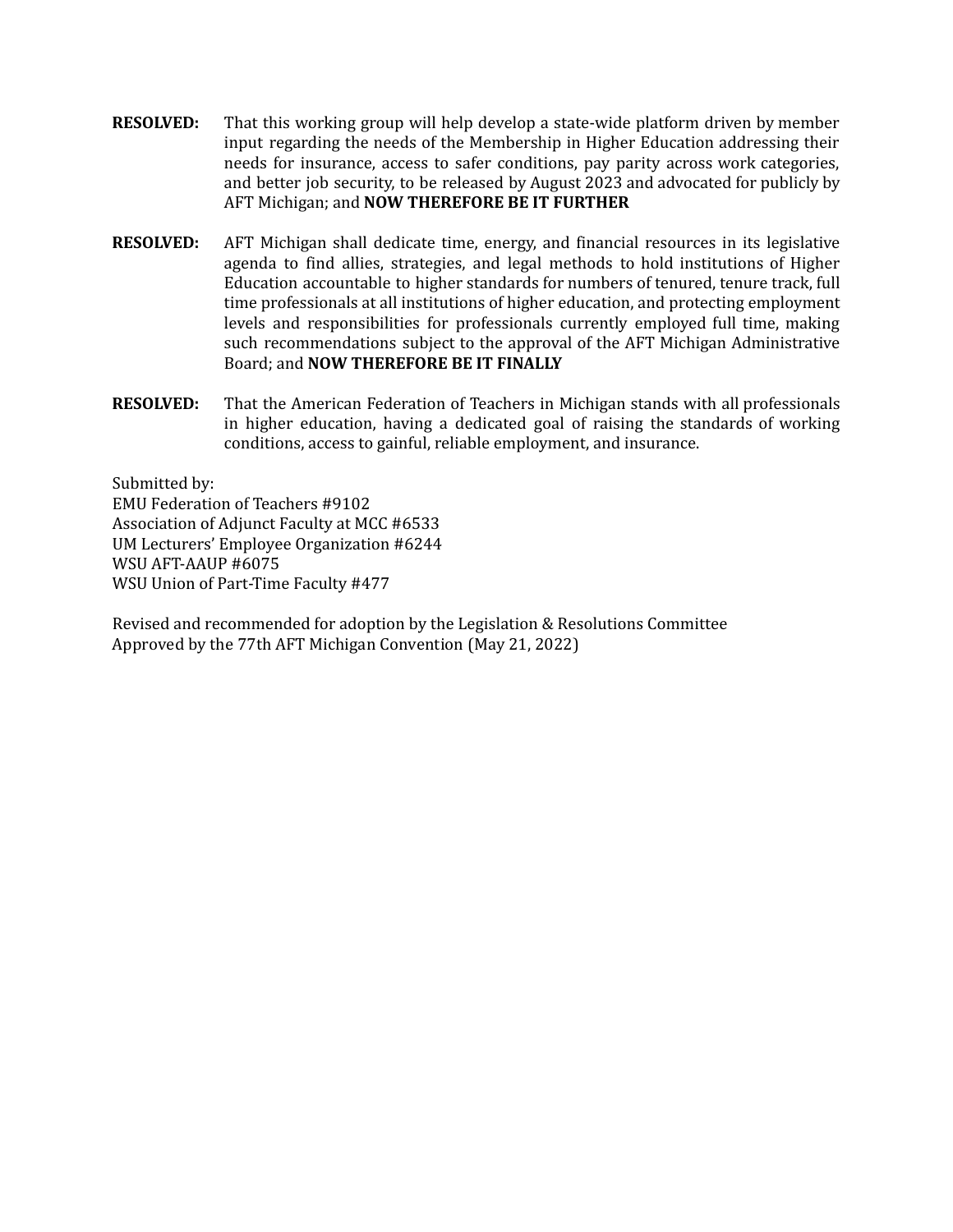**RESOLVED:** That this working group will help develop a state-wide platform driven by member input regarding the needs of the Membership in Higher Education addressing their needs for insurance, access to safer conditions, pay parity across work categories, and better job security, to be released by August 2023 and advocated for publicly by AFT Michigan; and **NOW THEREFORE BE IT FURTHER**

**RESOLVED:** AFT Michigan shall dedicate time, energy, and financial resources in its legislative agenda to find allies, strategies, and legal methods to hold institutions of Higher Education accountable to higher standards for numbers of tenured, tenure track, full time professionals at all institutions of higher education, and protecting employment levels and responsibilities for professionals currently employed full time, making such recommendations subject to the approval of the AFT Michigan Administrative Board; and **NOW THEREFORE BE IT FINALLY**

**RESOLVED:** That the American Federation of Teachers in Michigan stands with all professionals in higher education, having a dedicated goal of raising the standards of working conditions, access to gainful, reliable employment, and insurance.

Submitted by:
EMU Federation of Teachers #9102
Association of Adjunct Faculty at MCC #6533
UM Lecturers' Employee Organization #6244
WSU AFT-AAUP #6075
WSU Union of Part-Time Faculty #477

Revised and recommended for adoption by the Legislation & Resolutions Committee
Approved by the 77th AFT Michigan Convention (May 21, 2022)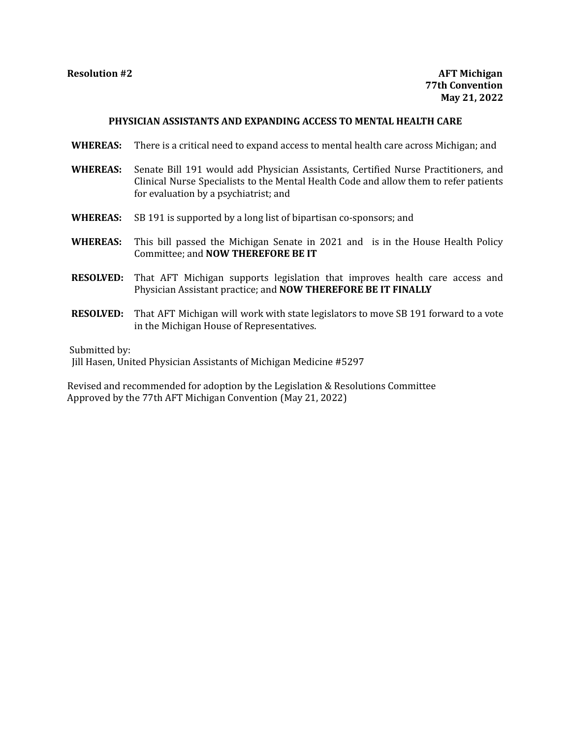**Resolution #2**

**AFT Michigan**
**77th Convention**
**May 21, 2022**

## PHYSICIAN ASSISTANTS AND EXPANDING ACCESS TO MENTAL HEALTH CARE

**WHEREAS:** There is a critical need to expand access to mental health care across Michigan; and

**WHEREAS:** Senate Bill 191 would add Physician Assistants, Certified Nurse Practitioners, and Clinical Nurse Specialists to the Mental Health Code and allow them to refer patients for evaluation by a psychiatrist; and

**WHEREAS:** SB 191 is supported by a long list of bipartisan co-sponsors; and

**WHEREAS:** This bill passed the Michigan Senate in 2021 and is in the House Health Policy Committee; and **NOW THEREFORE BE IT**

**RESOLVED:** That AFT Michigan supports legislation that improves health care access and Physician Assistant practice; and **NOW THEREFORE BE IT FINALLY**

**RESOLVED:** That AFT Michigan will work with state legislators to move SB 191 forward to a vote in the Michigan House of Representatives.

Submitted by:
Jill Hasen, United Physician Assistants of Michigan Medicine #5297

Revised and recommended for adoption by the Legislation & Resolutions Committee
Approved by the 77th AFT Michigan Convention (May 21, 2022)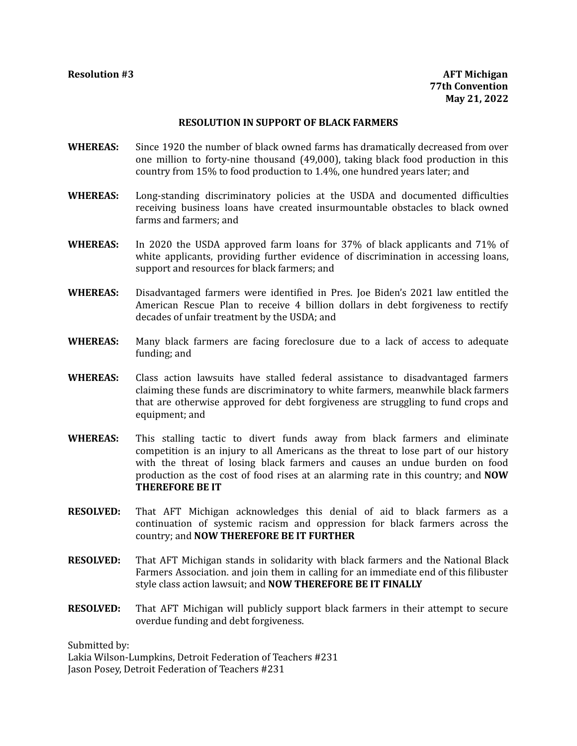**Resolution #3**

**AFT Michigan**
**77th Convention**
**May 21, 2022**

## RESOLUTION IN SUPPORT OF BLACK FARMERS

**WHEREAS:** Since 1920 the number of black owned farms has dramatically decreased from over one million to forty-nine thousand (49,000), taking black food production in this country from 15% to food production to 1.4%, one hundred years later; and

**WHEREAS:** Long-standing discriminatory policies at the USDA and documented difficulties receiving business loans have created insurmountable obstacles to black owned farms and farmers; and

**WHEREAS:** In 2020 the USDA approved farm loans for 37% of black applicants and 71% of white applicants, providing further evidence of discrimination in accessing loans, support and resources for black farmers; and

**WHEREAS:** Disadvantaged farmers were identified in Pres. Joe Biden's 2021 law entitled the American Rescue Plan to receive 4 billion dollars in debt forgiveness to rectify decades of unfair treatment by the USDA; and

**WHEREAS:** Many black farmers are facing foreclosure due to a lack of access to adequate funding; and

**WHEREAS:** Class action lawsuits have stalled federal assistance to disadvantaged farmers claiming these funds are discriminatory to white farmers, meanwhile black farmers that are otherwise approved for debt forgiveness are struggling to fund crops and equipment; and

**WHEREAS:** This stalling tactic to divert funds away from black farmers and eliminate competition is an injury to all Americans as the threat to lose part of our history with the threat of losing black farmers and causes an undue burden on food production as the cost of food rises at an alarming rate in this country; and **NOW THEREFORE BE IT**

**RESOLVED:** That AFT Michigan acknowledges this denial of aid to black farmers as a continuation of systemic racism and oppression for black farmers across the country; and **NOW THEREFORE BE IT FURTHER**

**RESOLVED:** That AFT Michigan stands in solidarity with black farmers and the National Black Farmers Association. and join them in calling for an immediate end of this filibuster style class action lawsuit; and **NOW THEREFORE BE IT FINALLY**

**RESOLVED:** That AFT Michigan will publicly support black farmers in their attempt to secure overdue funding and debt forgiveness.

Submitted by:
Lakia Wilson-Lumpkins, Detroit Federation of Teachers #231
Jason Posey, Detroit Federation of Teachers #231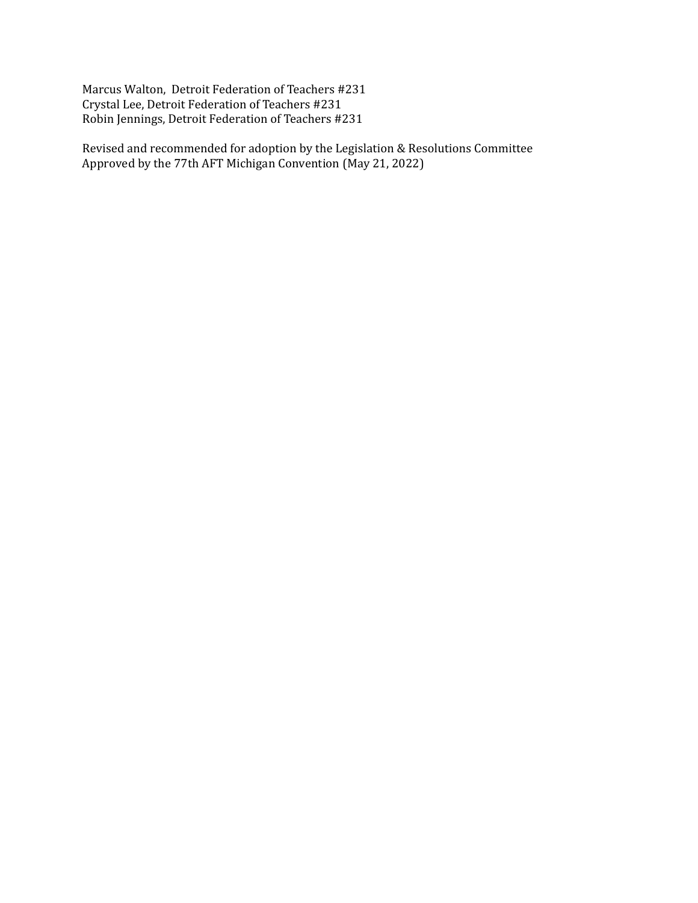Marcus Walton, Detroit Federation of Teachers #231
Crystal Lee, Detroit Federation of Teachers #231
Robin Jennings, Detroit Federation of Teachers #231

Revised and recommended for adoption by the Legislation & Resolutions Committee
Approved by the 77th AFT Michigan Convention (May 21, 2022)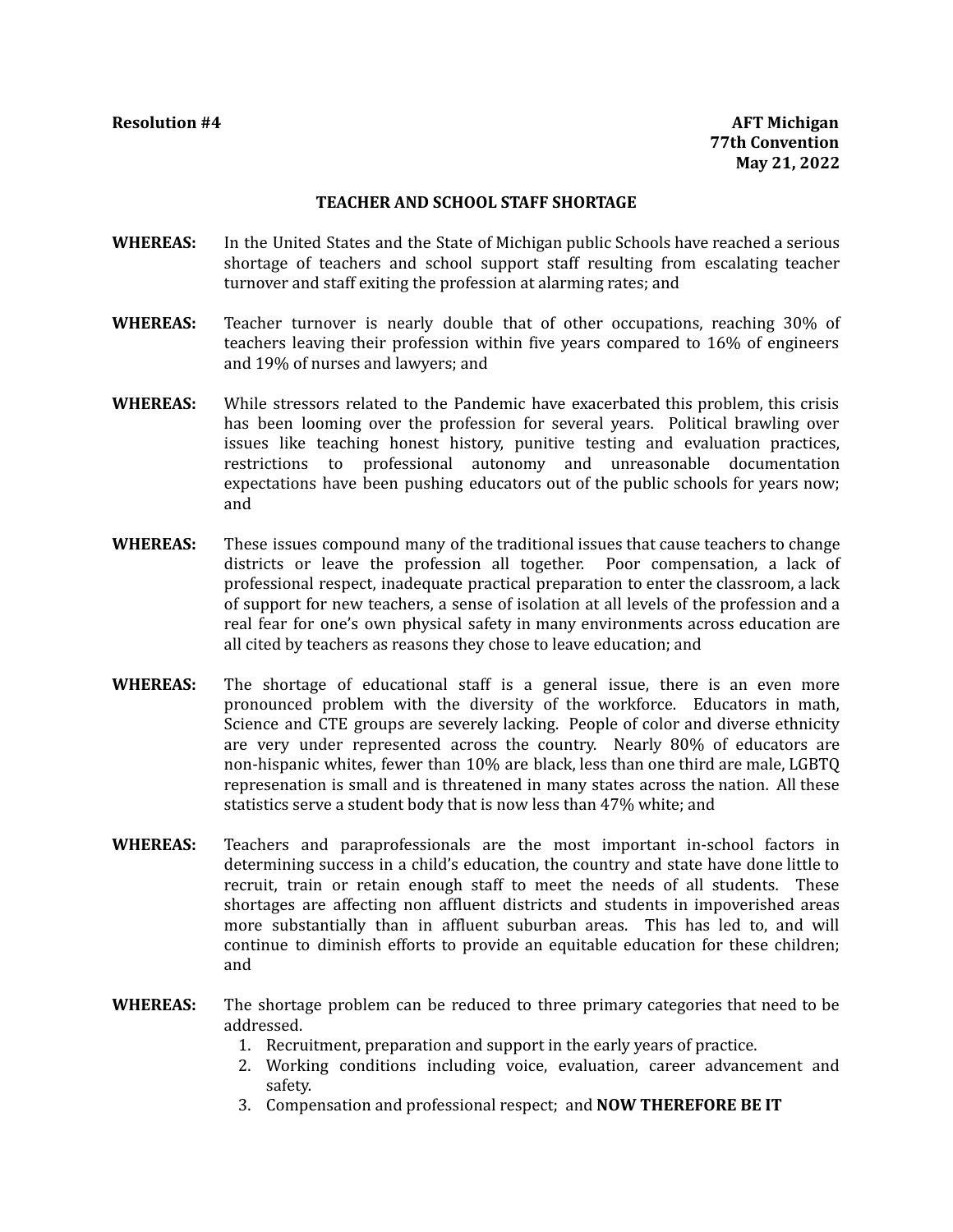**Resolution #4** **AFT Michigan**
**77th Convention**
**May 21, 2022**

## TEACHER AND SCHOOL STAFF SHORTAGE

**WHEREAS:** In the United States and the State of Michigan public Schools have reached a serious shortage of teachers and school support staff resulting from escalating teacher turnover and staff exiting the profession at alarming rates; and

**WHEREAS:** Teacher turnover is nearly double that of other occupations, reaching 30% of teachers leaving their profession within five years compared to 16% of engineers and 19% of nurses and lawyers; and

**WHEREAS:** While stressors related to the Pandemic have exacerbated this problem, this crisis has been looming over the profession for several years. Political brawling over issues like teaching honest history, punitive testing and evaluation practices, restrictions to professional autonomy and unreasonable documentation expectations have been pushing educators out of the public schools for years now; and

**WHEREAS:** These issues compound many of the traditional issues that cause teachers to change districts or leave the profession all together. Poor compensation, a lack of professional respect, inadequate practical preparation to enter the classroom, a lack of support for new teachers, a sense of isolation at all levels of the profession and a real fear for one's own physical safety in many environments across education are all cited by teachers as reasons they chose to leave education; and

**WHEREAS:** The shortage of educational staff is a general issue, there is an even more pronounced problem with the diversity of the workforce. Educators in math, Science and CTE groups are severely lacking. People of color and diverse ethnicity are very under represented across the country. Nearly 80% of educators are non-hispanic whites, fewer than 10% are black, less than one third are male, LGBTQ represenation is small and is threatened in many states across the nation. All these statistics serve a student body that is now less than 47% white; and

**WHEREAS:** Teachers and paraprofessionals are the most important in-school factors in determining success in a child's education, the country and state have done little to recruit, train or retain enough staff to meet the needs of all students. These shortages are affecting non affluent districts and students in impoverished areas more substantially than in affluent suburban areas. This has led to, and will continue to diminish efforts to provide an equitable education for these children; and

**WHEREAS:** The shortage problem can be reduced to three primary categories that need to be addressed.

1. Recruitment, preparation and support in the early years of practice.
2. Working conditions including voice, evaluation, career advancement and safety.
3. Compensation and professional respect; and **NOW THEREFORE BE IT**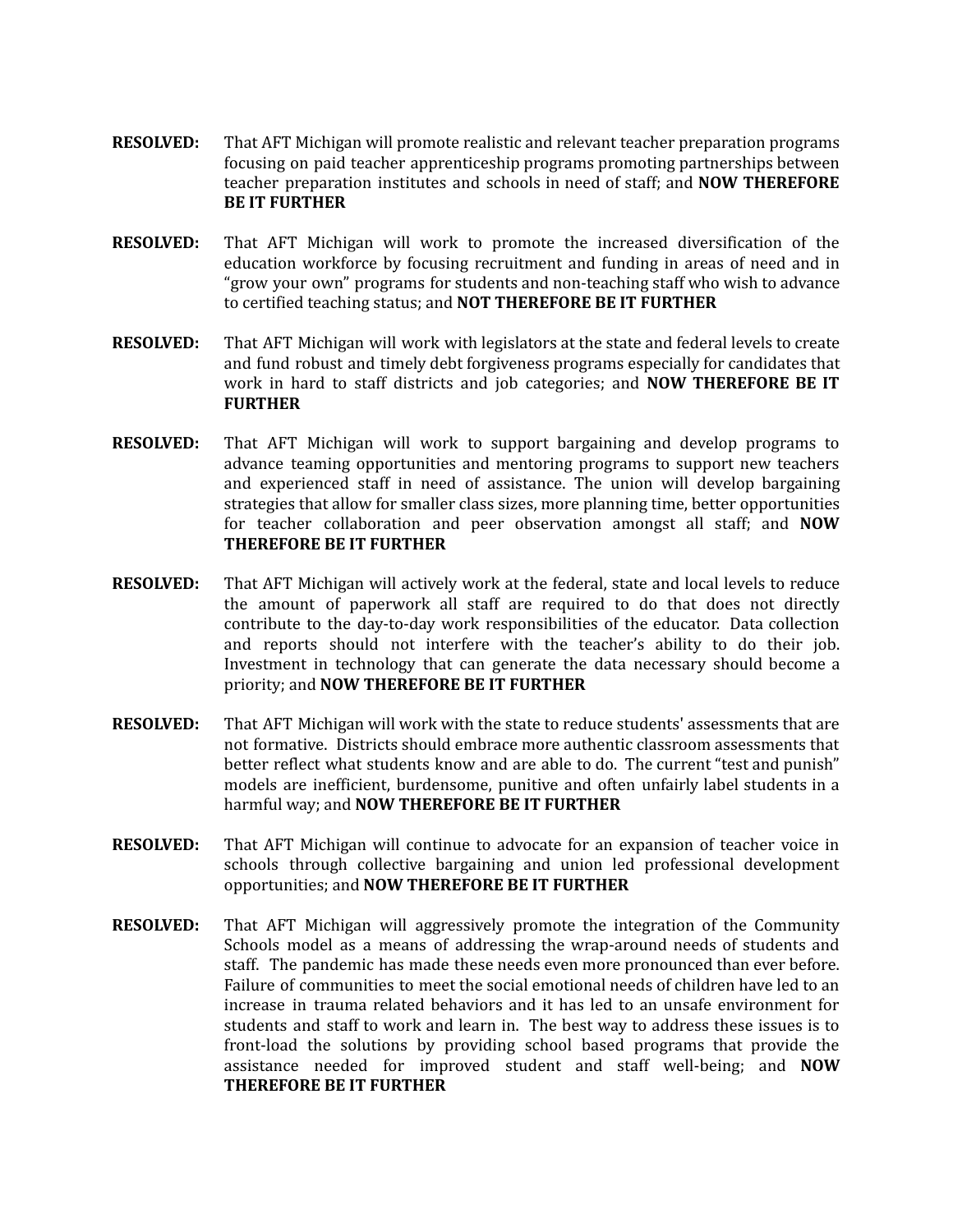**RESOLVED:** That AFT Michigan will promote realistic and relevant teacher preparation programs focusing on paid teacher apprenticeship programs promoting partnerships between teacher preparation institutes and schools in need of staff; and **NOW THEREFORE BE IT FURTHER**

**RESOLVED:** That AFT Michigan will work to promote the increased diversification of the education workforce by focusing recruitment and funding in areas of need and in "grow your own" programs for students and non-teaching staff who wish to advance to certified teaching status; and **NOT THEREFORE BE IT FURTHER**

**RESOLVED:** That AFT Michigan will work with legislators at the state and federal levels to create and fund robust and timely debt forgiveness programs especially for candidates that work in hard to staff districts and job categories; and **NOW THEREFORE BE IT FURTHER**

**RESOLVED:** That AFT Michigan will work to support bargaining and develop programs to advance teaming opportunities and mentoring programs to support new teachers and experienced staff in need of assistance. The union will develop bargaining strategies that allow for smaller class sizes, more planning time, better opportunities for teacher collaboration and peer observation amongst all staff; and **NOW THEREFORE BE IT FURTHER**

**RESOLVED:** That AFT Michigan will actively work at the federal, state and local levels to reduce the amount of paperwork all staff are required to do that does not directly contribute to the day-to-day work responsibilities of the educator. Data collection and reports should not interfere with the teacher's ability to do their job. Investment in technology that can generate the data necessary should become a priority; and **NOW THEREFORE BE IT FURTHER**

**RESOLVED:** That AFT Michigan will work with the state to reduce students' assessments that are not formative. Districts should embrace more authentic classroom assessments that better reflect what students know and are able to do. The current "test and punish" models are inefficient, burdensome, punitive and often unfairly label students in a harmful way; and **NOW THEREFORE BE IT FURTHER**

**RESOLVED:** That AFT Michigan will continue to advocate for an expansion of teacher voice in schools through collective bargaining and union led professional development opportunities; and **NOW THEREFORE BE IT FURTHER**

**RESOLVED:** That AFT Michigan will aggressively promote the integration of the Community Schools model as a means of addressing the wrap-around needs of students and staff. The pandemic has made these needs even more pronounced than ever before. Failure of communities to meet the social emotional needs of children have led to an increase in trauma related behaviors and it has led to an unsafe environment for students and staff to work and learn in. The best way to address these issues is to front-load the solutions by providing school based programs that provide the assistance needed for improved student and staff well-being; and **NOW THEREFORE BE IT FURTHER**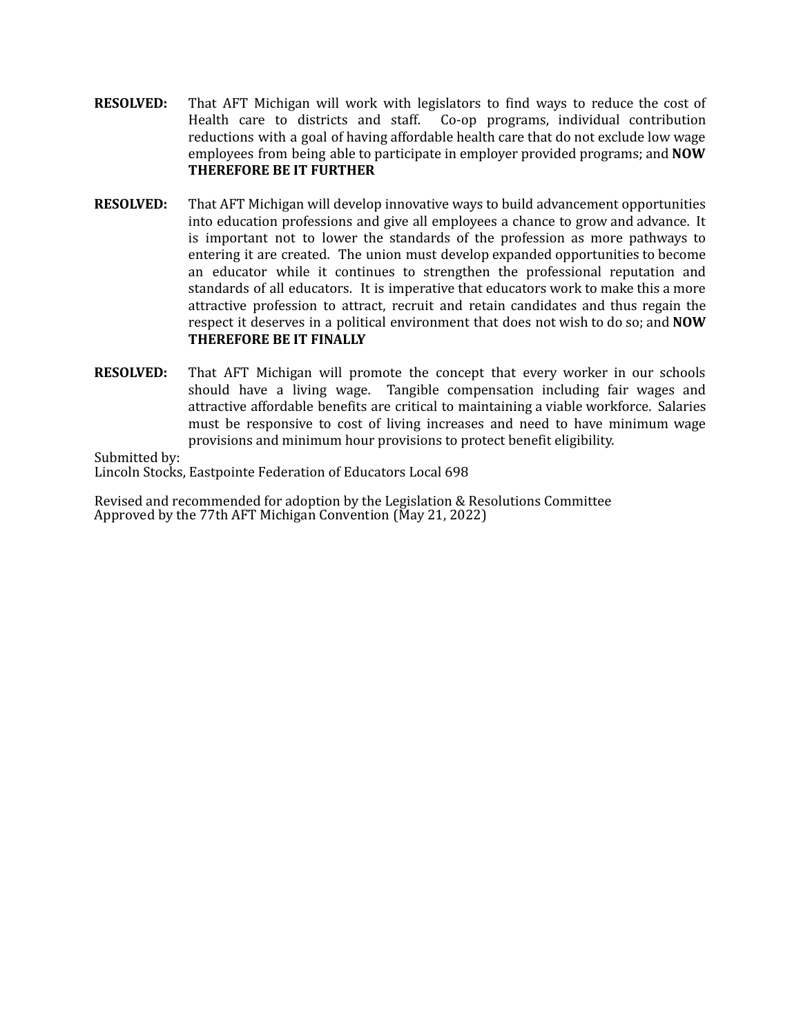**RESOLVED:** That AFT Michigan will work with legislators to find ways to reduce the cost of Health care to districts and staff. Co-op programs, individual contribution reductions with a goal of having affordable health care that do not exclude low wage employees from being able to participate in employer provided programs; and **NOW THEREFORE BE IT FURTHER**

**RESOLVED:** That AFT Michigan will develop innovative ways to build advancement opportunities into education professions and give all employees a chance to grow and advance. It is important not to lower the standards of the profession as more pathways to entering it are created. The union must develop expanded opportunities to become an educator while it continues to strengthen the professional reputation and standards of all educators. It is imperative that educators work to make this a more attractive profession to attract, recruit and retain candidates and thus regain the respect it deserves in a political environment that does not wish to do so; and **NOW THEREFORE BE IT FINALLY**

**RESOLVED:** That AFT Michigan will promote the concept that every worker in our schools should have a living wage. Tangible compensation including fair wages and attractive affordable benefits are critical to maintaining a viable workforce. Salaries must be responsive to cost of living increases and need to have minimum wage provisions and minimum hour provisions to protect benefit eligibility.

Submitted by:
Lincoln Stocks, Eastpointe Federation of Educators Local 698

Revised and recommended for adoption by the Legislation & Resolutions Committee
Approved by the 77th AFT Michigan Convention (May 21, 2022)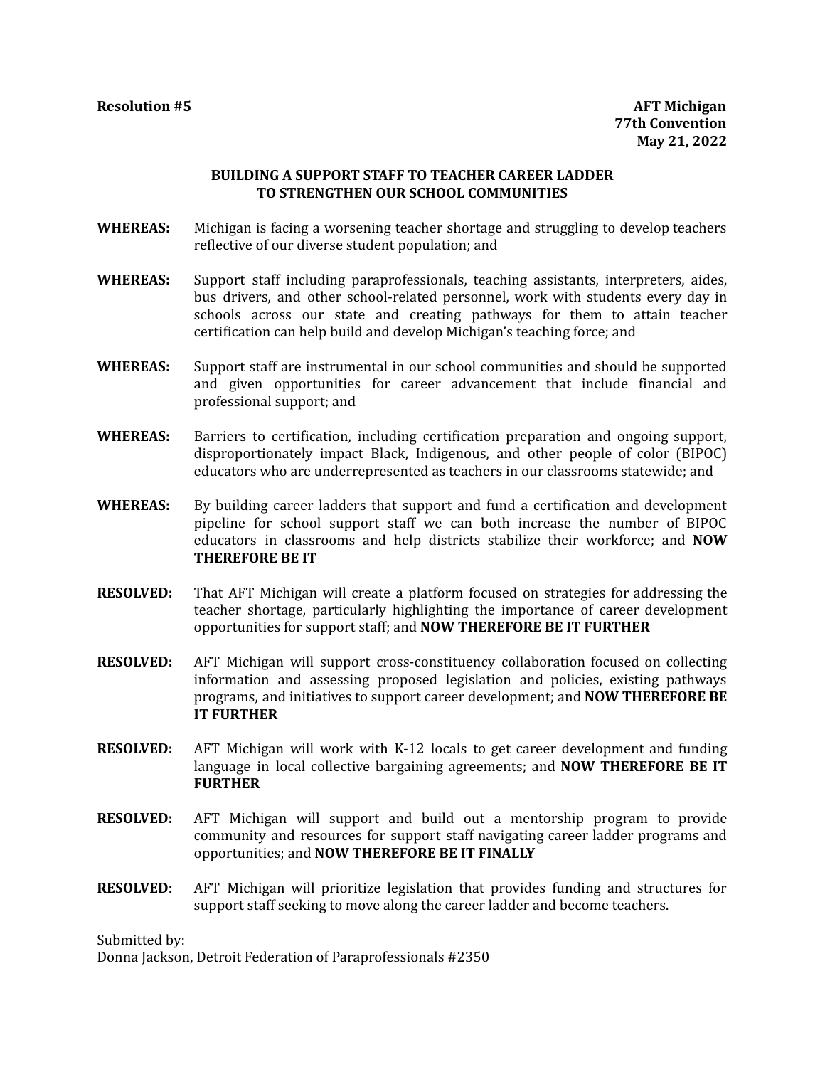**Resolution #5**

**AFT Michigan**
**77th Convention**
**May 21, 2022**

## BUILDING A SUPPORT STAFF TO TEACHER CAREER LADDER TO STRENGTHEN OUR SCHOOL COMMUNITIES

**WHEREAS:** Michigan is facing a worsening teacher shortage and struggling to develop teachers reflective of our diverse student population; and

**WHEREAS:** Support staff including paraprofessionals, teaching assistants, interpreters, aides, bus drivers, and other school-related personnel, work with students every day in schools across our state and creating pathways for them to attain teacher certification can help build and develop Michigan's teaching force; and

**WHEREAS:** Support staff are instrumental in our school communities and should be supported and given opportunities for career advancement that include financial and professional support; and

**WHEREAS:** Barriers to certification, including certification preparation and ongoing support, disproportionately impact Black, Indigenous, and other people of color (BIPOC) educators who are underrepresented as teachers in our classrooms statewide; and

**WHEREAS:** By building career ladders that support and fund a certification and development pipeline for school support staff we can both increase the number of BIPOC educators in classrooms and help districts stabilize their workforce; and **NOW THEREFORE BE IT**

**RESOLVED:** That AFT Michigan will create a platform focused on strategies for addressing the teacher shortage, particularly highlighting the importance of career development opportunities for support staff; and **NOW THEREFORE BE IT FURTHER**

**RESOLVED:** AFT Michigan will support cross-constituency collaboration focused on collecting information and assessing proposed legislation and policies, existing pathways programs, and initiatives to support career development; and **NOW THEREFORE BE IT FURTHER**

**RESOLVED:** AFT Michigan will work with K-12 locals to get career development and funding language in local collective bargaining agreements; and **NOW THEREFORE BE IT FURTHER**

**RESOLVED:** AFT Michigan will support and build out a mentorship program to provide community and resources for support staff navigating career ladder programs and opportunities; and **NOW THEREFORE BE IT FINALLY**

**RESOLVED:** AFT Michigan will prioritize legislation that provides funding and structures for support staff seeking to move along the career ladder and become teachers.

Submitted by:
Donna Jackson, Detroit Federation of Paraprofessionals #2350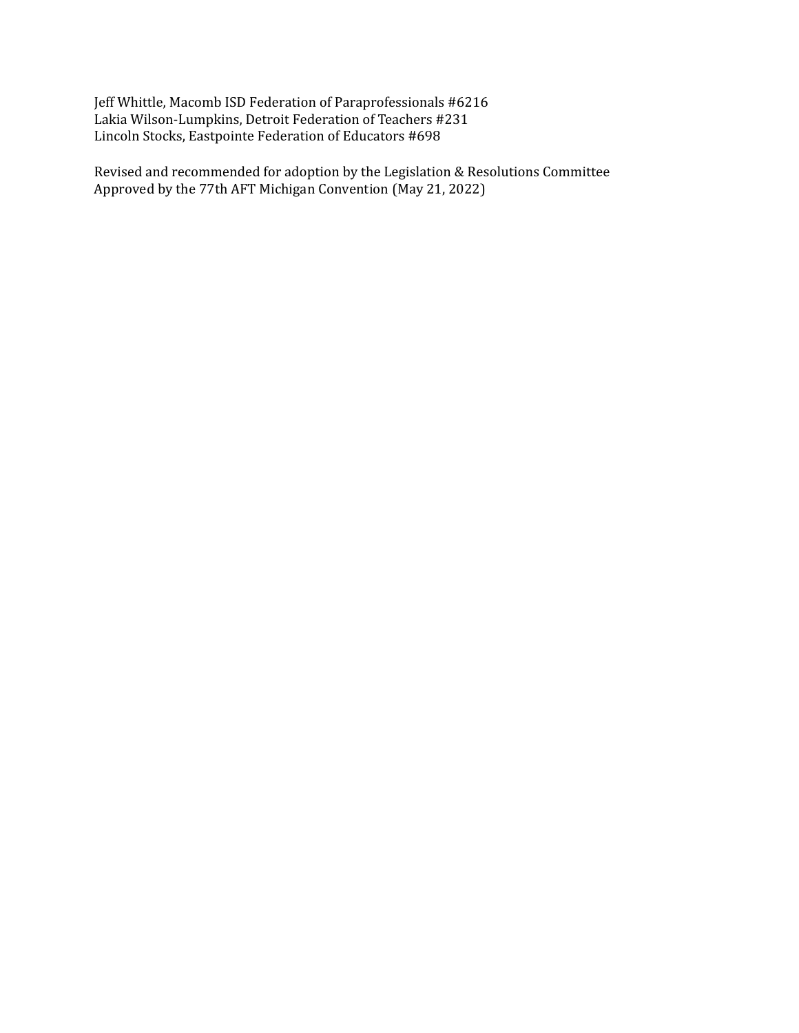Jeff Whittle, Macomb ISD Federation of Paraprofessionals #6216
Lakia Wilson-Lumpkins, Detroit Federation of Teachers #231
Lincoln Stocks, Eastpointe Federation of Educators #698

Revised and recommended for adoption by the Legislation & Resolutions Committee
Approved by the 77th AFT Michigan Convention (May 21, 2022)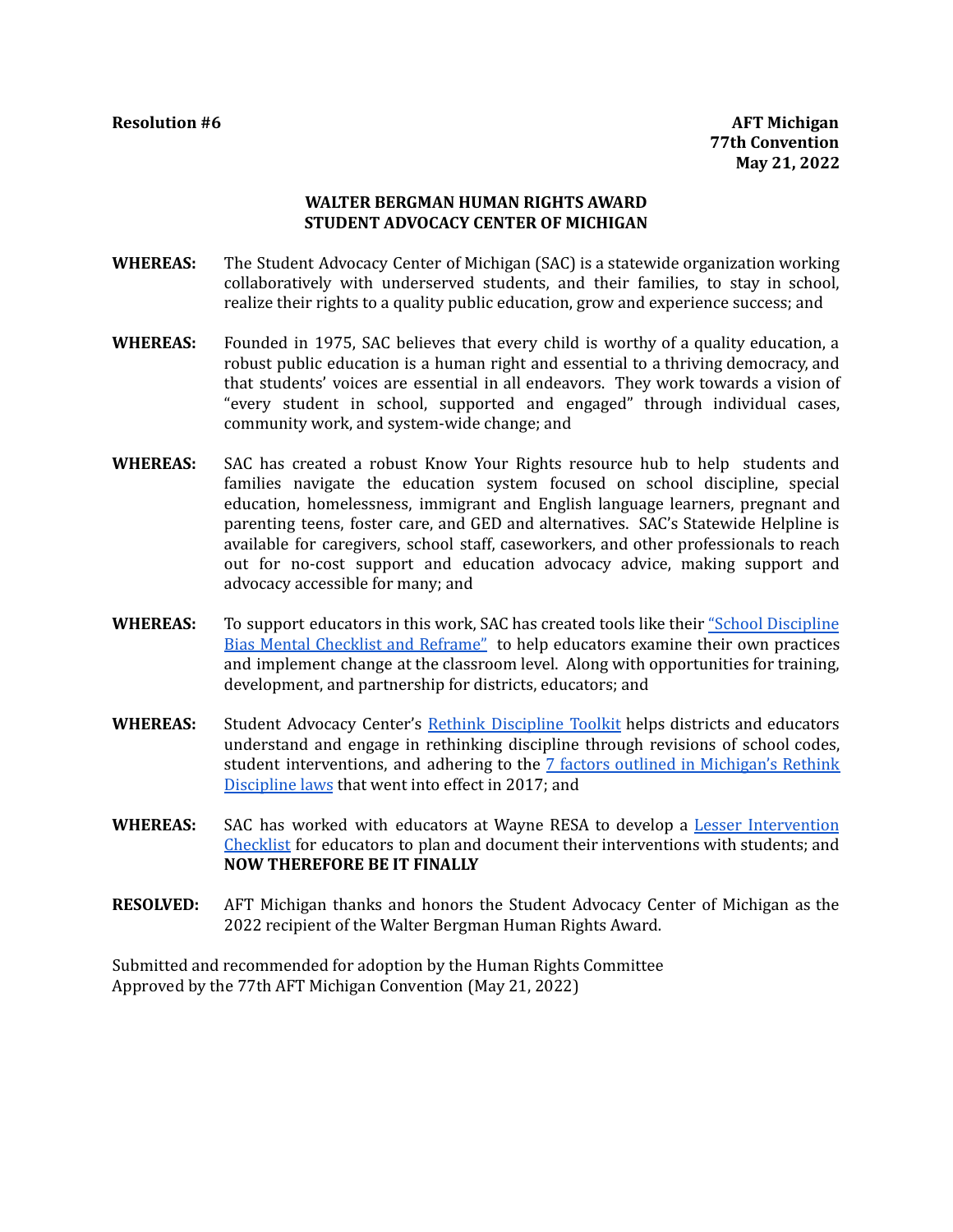**Resolution #6**

**AFT Michigan**
**77th Convention**
**May 21, 2022**

## WALTER BERGMAN HUMAN RIGHTS AWARD
## STUDENT ADVOCACY CENTER OF MICHIGAN

**WHEREAS:** The Student Advocacy Center of Michigan (SAC) is a statewide organization working collaboratively with underserved students, and their families, to stay in school, realize their rights to a quality public education, grow and experience success; and

**WHEREAS:** Founded in 1975, SAC believes that every child is worthy of a quality education, a robust public education is a human right and essential to a thriving democracy, and that students' voices are essential in all endeavors. They work towards a vision of "every student in school, supported and engaged" through individual cases, community work, and system-wide change; and

**WHEREAS:** SAC has created a robust Know Your Rights resource hub to help students and families navigate the education system focused on school discipline, special education, homelessness, immigrant and English language learners, pregnant and parenting teens, foster care, and GED and alternatives. SAC's Statewide Helpline is available for caregivers, school staff, caseworkers, and other professionals to reach out for no-cost support and education advocacy advice, making support and advocacy accessible for many; and

**WHEREAS:** To support educators in this work, SAC has created tools like their "School Discipline Bias Mental Checklist and Reframe" to help educators examine their own practices and implement change at the classroom level. Along with opportunities for training, development, and partnership for districts, educators; and

**WHEREAS:** Student Advocacy Center's Rethink Discipline Toolkit helps districts and educators understand and engage in rethinking discipline through revisions of school codes, student interventions, and adhering to the 7 factors outlined in Michigan's Rethink Discipline laws that went into effect in 2017; and

**WHEREAS:** SAC has worked with educators at Wayne RESA to develop a Lesser Intervention Checklist for educators to plan and document their interventions with students; and **NOW THEREFORE BE IT FINALLY**

**RESOLVED:** AFT Michigan thanks and honors the Student Advocacy Center of Michigan as the 2022 recipient of the Walter Bergman Human Rights Award.

Submitted and recommended for adoption by the Human Rights Committee
Approved by the 77th AFT Michigan Convention (May 21, 2022)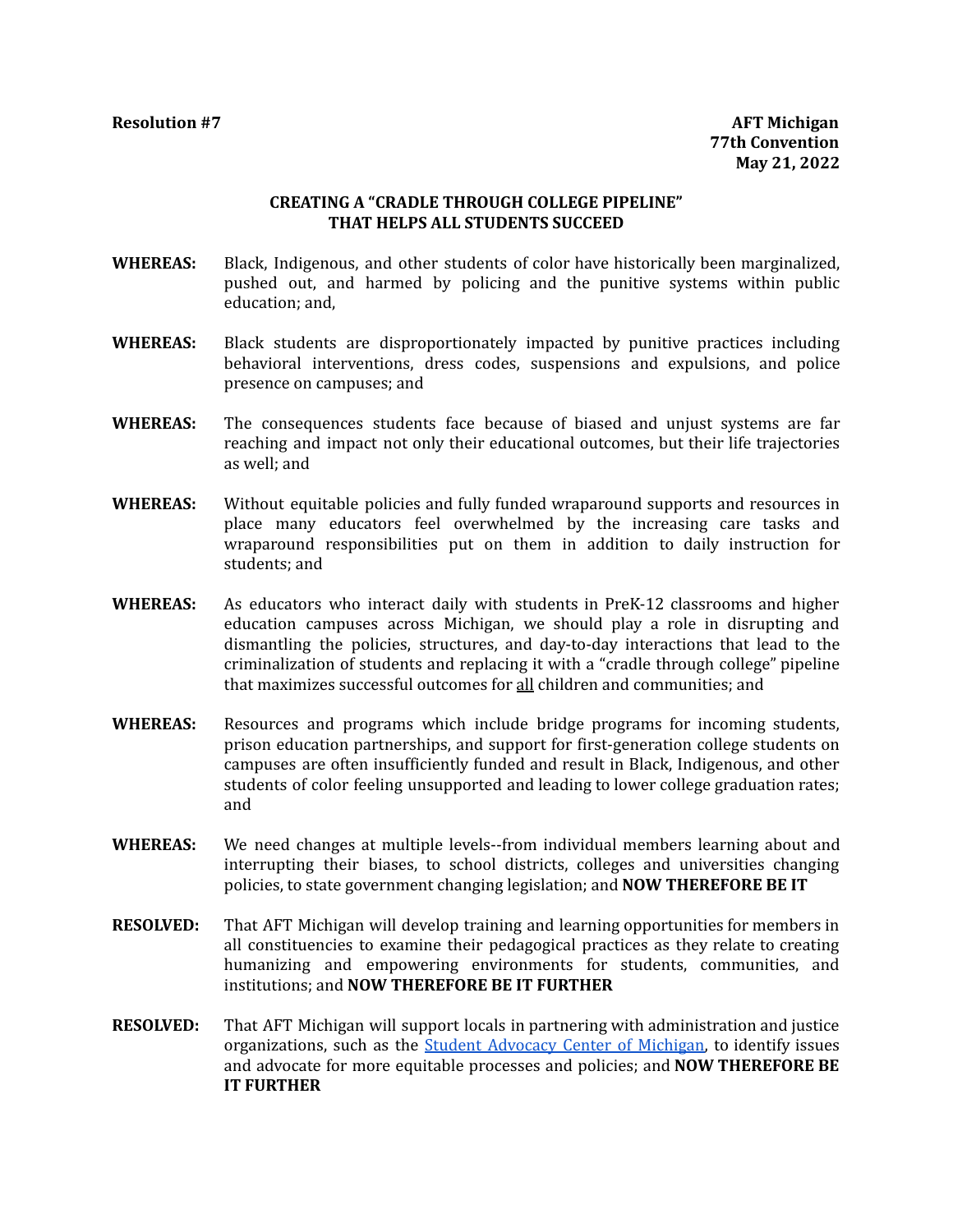**Resolution #7**

**AFT Michigan**
**77th Convention**
**May 21, 2022**

## CREATING A "CRADLE THROUGH COLLEGE PIPELINE" THAT HELPS ALL STUDENTS SUCCEED

**WHEREAS:** Black, Indigenous, and other students of color have historically been marginalized, pushed out, and harmed by policing and the punitive systems within public education; and,

**WHEREAS:** Black students are disproportionately impacted by punitive practices including behavioral interventions, dress codes, suspensions and expulsions, and police presence on campuses; and

**WHEREAS:** The consequences students face because of biased and unjust systems are far reaching and impact not only their educational outcomes, but their life trajectories as well; and

**WHEREAS:** Without equitable policies and fully funded wraparound supports and resources in place many educators feel overwhelmed by the increasing care tasks and wraparound responsibilities put on them in addition to daily instruction for students; and

**WHEREAS:** As educators who interact daily with students in PreK-12 classrooms and higher education campuses across Michigan, we should play a role in disrupting and dismantling the policies, structures, and day-to-day interactions that lead to the criminalization of students and replacing it with a "cradle through college" pipeline that maximizes successful outcomes for all children and communities; and

**WHEREAS:** Resources and programs which include bridge programs for incoming students, prison education partnerships, and support for first-generation college students on campuses are often insufficiently funded and result in Black, Indigenous, and other students of color feeling unsupported and leading to lower college graduation rates; and

**WHEREAS:** We need changes at multiple levels--from individual members learning about and interrupting their biases, to school districts, colleges and universities changing policies, to state government changing legislation; and **NOW THEREFORE BE IT**

**RESOLVED:** That AFT Michigan will develop training and learning opportunities for members in all constituencies to examine their pedagogical practices as they relate to creating humanizing and empowering environments for students, communities, and institutions; and **NOW THEREFORE BE IT FURTHER**

**RESOLVED:** That AFT Michigan will support locals in partnering with administration and justice organizations, such as the Student Advocacy Center of Michigan, to identify issues and advocate for more equitable processes and policies; and **NOW THEREFORE BE IT FURTHER**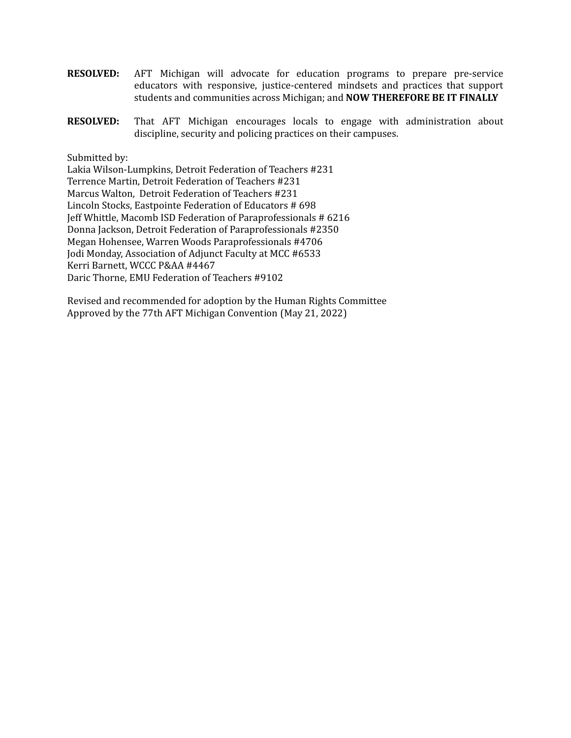**RESOLVED:** AFT Michigan will advocate for education programs to prepare pre-service educators with responsive, justice-centered mindsets and practices that support students and communities across Michigan; and **NOW THEREFORE BE IT FINALLY**

**RESOLVED:** That AFT Michigan encourages locals to engage with administration about discipline, security and policing practices on their campuses.

Submitted by:
Lakia Wilson-Lumpkins, Detroit Federation of Teachers #231
Terrence Martin, Detroit Federation of Teachers #231
Marcus Walton, Detroit Federation of Teachers #231
Lincoln Stocks, Eastpointe Federation of Educators # 698
Jeff Whittle, Macomb ISD Federation of Paraprofessionals # 6216
Donna Jackson, Detroit Federation of Paraprofessionals #2350
Megan Hohensee, Warren Woods Paraprofessionals #4706
Jodi Monday, Association of Adjunct Faculty at MCC #6533
Kerri Barnett, WCCC P&AA #4467
Daric Thorne, EMU Federation of Teachers #9102

Revised and recommended for adoption by the Human Rights Committee
Approved by the 77th AFT Michigan Convention (May 21, 2022)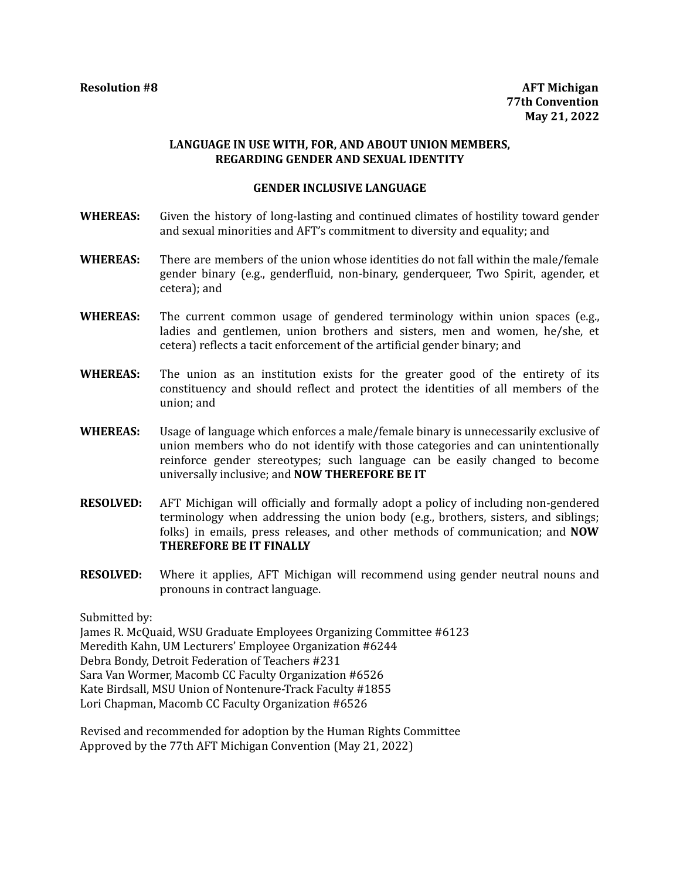**Resolution #8** **AFT Michigan 77th Convention May 21, 2022**

## LANGUAGE IN USE WITH, FOR, AND ABOUT UNION MEMBERS, REGARDING GENDER AND SEXUAL IDENTITY

### GENDER INCLUSIVE LANGUAGE

**WHEREAS:** Given the history of long-lasting and continued climates of hostility toward gender and sexual minorities and AFT's commitment to diversity and equality; and

**WHEREAS:** There are members of the union whose identities do not fall within the male/female gender binary (e.g., genderfluid, non-binary, genderqueer, Two Spirit, agender, et cetera); and

**WHEREAS:** The current common usage of gendered terminology within union spaces (e.g., ladies and gentlemen, union brothers and sisters, men and women, he/she, et cetera) reflects a tacit enforcement of the artificial gender binary; and

**WHEREAS:** The union as an institution exists for the greater good of the entirety of its constituency and should reflect and protect the identities of all members of the union; and

**WHEREAS:** Usage of language which enforces a male/female binary is unnecessarily exclusive of union members who do not identify with those categories and can unintentionally reinforce gender stereotypes; such language can be easily changed to become universally inclusive; and **NOW THEREFORE BE IT**

**RESOLVED:** AFT Michigan will officially and formally adopt a policy of including non-gendered terminology when addressing the union body (e.g., brothers, sisters, and siblings; folks) in emails, press releases, and other methods of communication; and **NOW THEREFORE BE IT FINALLY**

**RESOLVED:** Where it applies, AFT Michigan will recommend using gender neutral nouns and pronouns in contract language.

Submitted by:
James R. McQuaid, WSU Graduate Employees Organizing Committee #6123
Meredith Kahn, UM Lecturers' Employee Organization #6244
Debra Bondy, Detroit Federation of Teachers #231
Sara Van Wormer, Macomb CC Faculty Organization #6526
Kate Birdsall, MSU Union of Nontenure-Track Faculty #1855
Lori Chapman, Macomb CC Faculty Organization #6526

Revised and recommended for adoption by the Human Rights Committee
Approved by the 77th AFT Michigan Convention (May 21, 2022)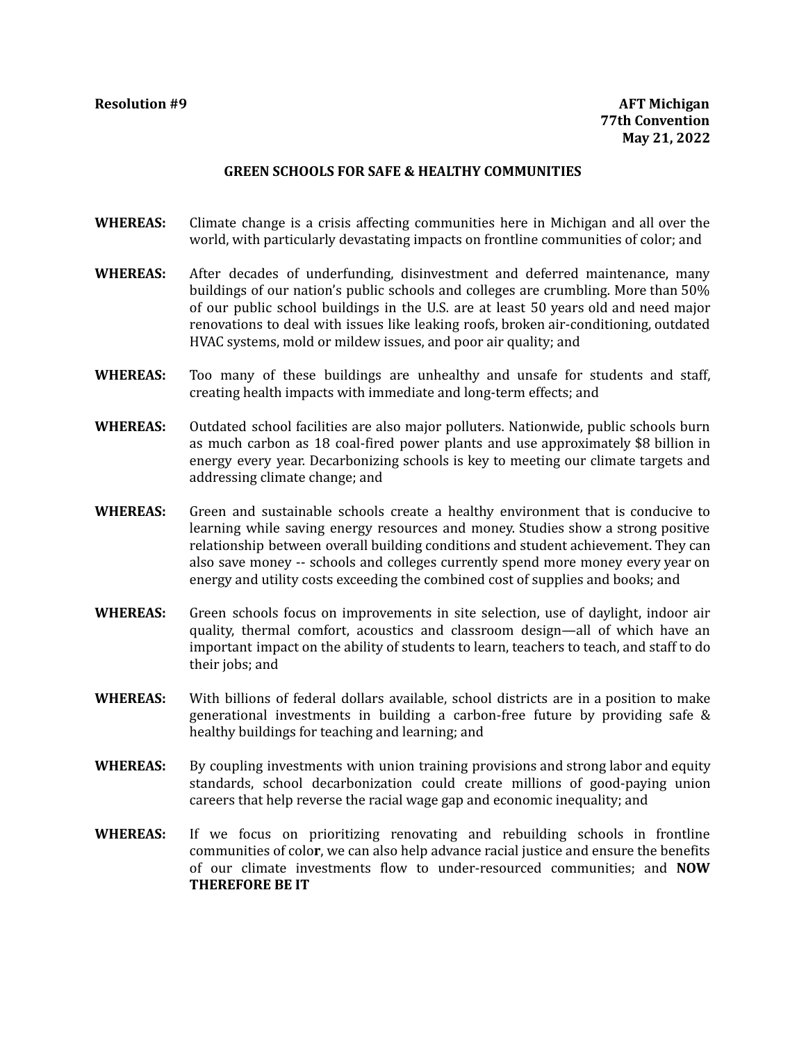**Resolution #9** **AFT Michigan**
**77th Convention**
**May 21, 2022**

## GREEN SCHOOLS FOR SAFE & HEALTHY COMMUNITIES

**WHEREAS:** Climate change is a crisis affecting communities here in Michigan and all over the world, with particularly devastating impacts on frontline communities of color; and

**WHEREAS:** After decades of underfunding, disinvestment and deferred maintenance, many buildings of our nation's public schools and colleges are crumbling. More than 50% of our public school buildings in the U.S. are at least 50 years old and need major renovations to deal with issues like leaking roofs, broken air-conditioning, outdated HVAC systems, mold or mildew issues, and poor air quality; and

**WHEREAS:** Too many of these buildings are unhealthy and unsafe for students and staff, creating health impacts with immediate and long-term effects; and

**WHEREAS:** Outdated school facilities are also major polluters. Nationwide, public schools burn as much carbon as 18 coal-fired power plants and use approximately $8 billion in energy every year. Decarbonizing schools is key to meeting our climate targets and addressing climate change; and

**WHEREAS:** Green and sustainable schools create a healthy environment that is conducive to learning while saving energy resources and money. Studies show a strong positive relationship between overall building conditions and student achievement. They can also save money -- schools and colleges currently spend more money every year on energy and utility costs exceeding the combined cost of supplies and books; and

**WHEREAS:** Green schools focus on improvements in site selection, use of daylight, indoor air quality, thermal comfort, acoustics and classroom design—all of which have an important impact on the ability of students to learn, teachers to teach, and staff to do their jobs; and

**WHEREAS:** With billions of federal dollars available, school districts are in a position to make generational investments in building a carbon-free future by providing safe & healthy buildings for teaching and learning; and

**WHEREAS:** By coupling investments with union training provisions and strong labor and equity standards, school decarbonization could create millions of good-paying union careers that help reverse the racial wage gap and economic inequality; and

**WHEREAS:** If we focus on prioritizing renovating and rebuilding schools in frontline communities of color, we can also help advance racial justice and ensure the benefits of our climate investments flow to under-resourced communities; and **NOW THEREFORE BE IT**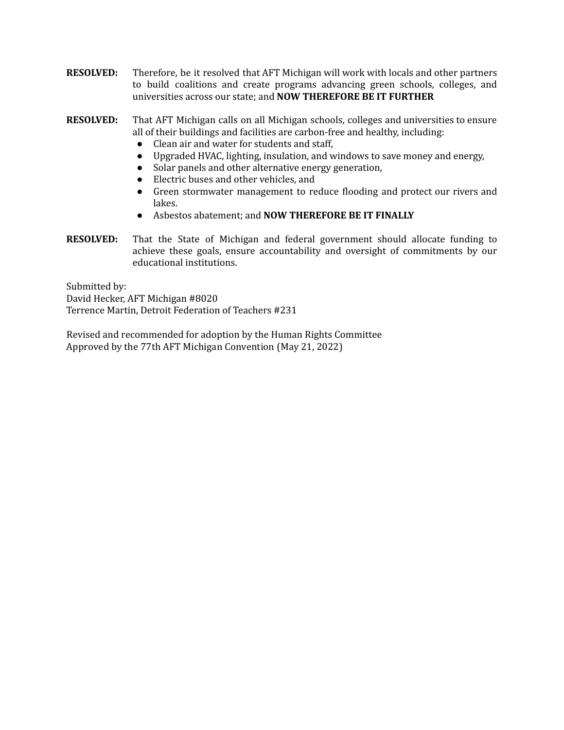**RESOLVED:** Therefore, be it resolved that AFT Michigan will work with locals and other partners to build coalitions and create programs advancing green schools, colleges, and universities across our state; and **NOW THEREFORE BE IT FURTHER**

**RESOLVED:** That AFT Michigan calls on all Michigan schools, colleges and universities to ensure all of their buildings and facilities are carbon-free and healthy, including:

- Clean air and water for students and staff,
- Upgraded HVAC, lighting, insulation, and windows to save money and energy,
- Solar panels and other alternative energy generation,
- Electric buses and other vehicles, and
- Green stormwater management to reduce flooding and protect our rivers and lakes.
- Asbestos abatement; and **NOW THEREFORE BE IT FINALLY**

**RESOLVED:** That the State of Michigan and federal government should allocate funding to achieve these goals, ensure accountability and oversight of commitments by our educational institutions.

Submitted by:
David Hecker, AFT Michigan #8020
Terrence Martin, Detroit Federation of Teachers #231

Revised and recommended for adoption by the Human Rights Committee
Approved by the 77th AFT Michigan Convention (May 21, 2022)